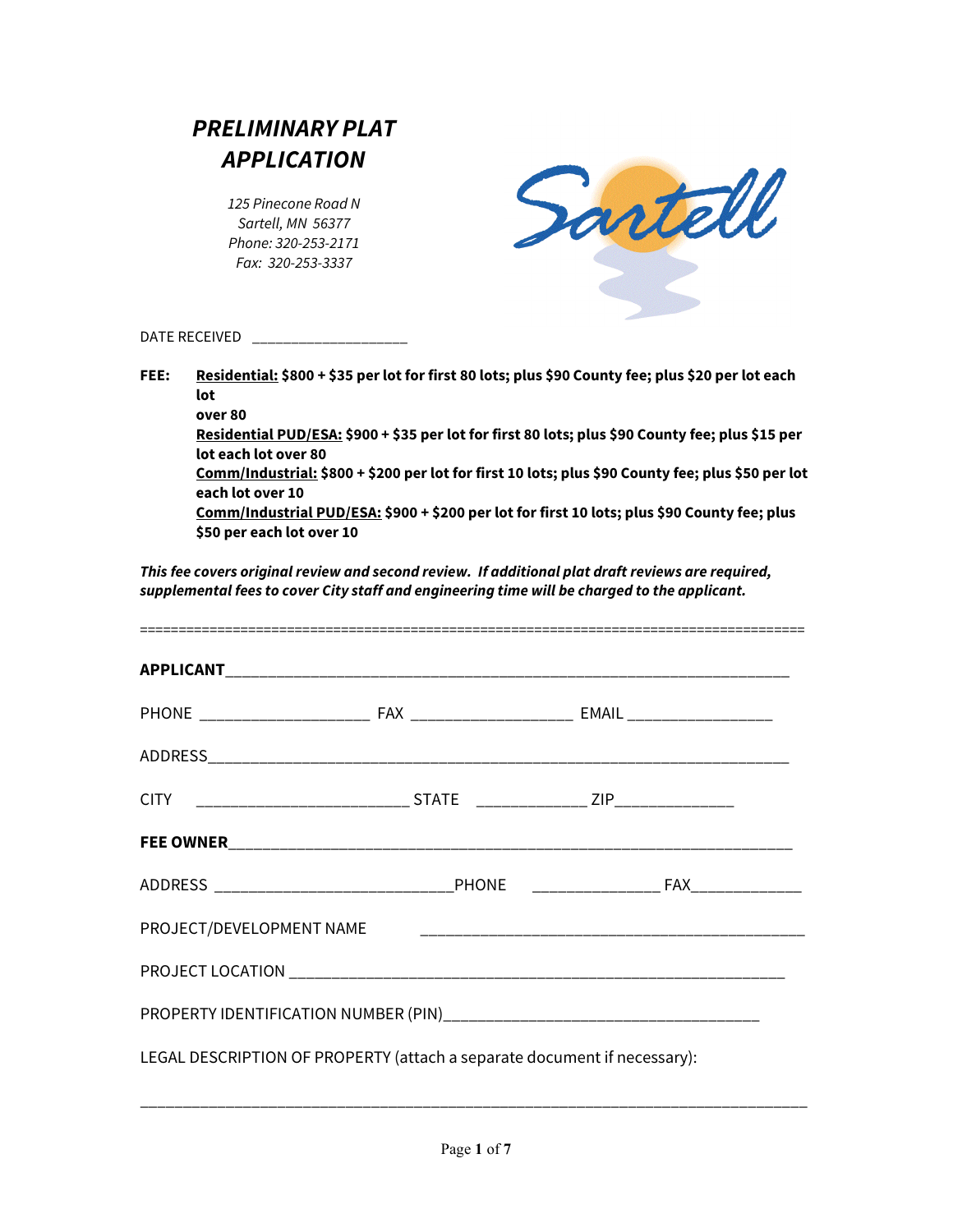# *PRELIMINARY PLAT APPLICATION*

*125 Pinecone Road N*
*Sartell, MN 56377*
*Phone: 320-253-2171*
*Fax: 320-253-3337*

DATE RECEIVED ____________________

**FEE:**
- **Residential:** **$800 + $35 per lot for first 80 lots; plus $90 County fee; plus $20 per lot each lot over 80**
- **Residential PUD/ESA:** **$900 + $35 per lot for first 80 lots; plus $90 County fee; plus $15 per lot each lot over 80**
- **Comm/Industrial:** **$800 + $200 per lot for first 10 lots; plus $90 County fee; plus $50 per lot each lot over 10**
- **Comm/Industrial PUD/ESA:** **$900 + $200 per lot for first 10 lots; plus $90 County fee; plus $50 per each lot over 10**

***This fee covers original review and second review. If additional plat draft reviews are required, supplemental fees to cover City staff and engineering time will be charged to the applicant.***

==========================================================================

**APPLICANT**__________________________________________________________________

PHONE ____________________ FAX ___________________ EMAIL _________________

ADDRESS____________________________________________________________________

CITY _________________________ STATE _____________ ZIP______________

**FEE OWNER**_______________________________________________________________

ADDRESS ____________________________PHONE _______________ FAX_____________

PROJECT/DEVELOPMENT NAME _____________________________________________

PROJECT LOCATION ___________________________________________________________

PROPERTY IDENTIFICATION NUMBER (PIN)_____________________________________

LEGAL DESCRIPTION OF PROPERTY (attach a separate document if necessary):

_____________________________________________________________________________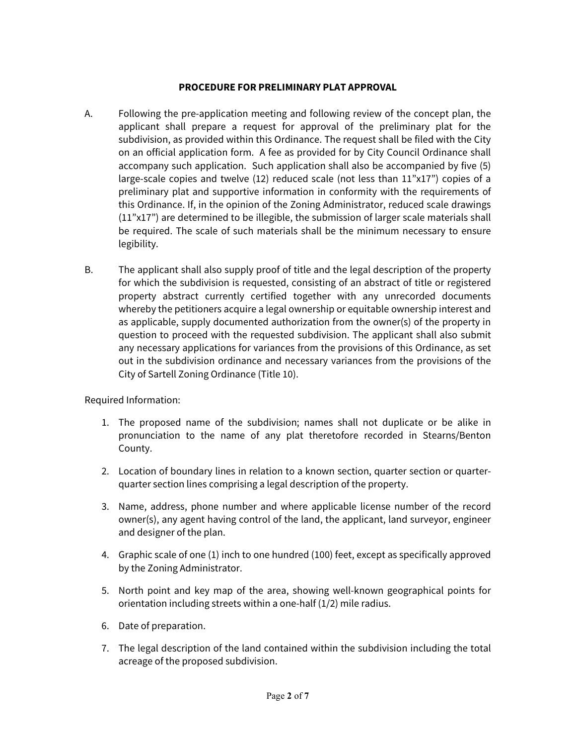## PROCEDURE FOR PRELIMINARY PLAT APPROVAL

A. Following the pre-application meeting and following review of the concept plan, the applicant shall prepare a request for approval of the preliminary plat for the subdivision, as provided within this Ordinance. The request shall be filed with the City on an official application form. A fee as provided for by City Council Ordinance shall accompany such application. Such application shall also be accompanied by five (5) large-scale copies and twelve (12) reduced scale (not less than 11"x17") copies of a preliminary plat and supportive information in conformity with the requirements of this Ordinance. If, in the opinion of the Zoning Administrator, reduced scale drawings (11"x17") are determined to be illegible, the submission of larger scale materials shall be required. The scale of such materials shall be the minimum necessary to ensure legibility.

B. The applicant shall also supply proof of title and the legal description of the property for which the subdivision is requested, consisting of an abstract of title or registered property abstract currently certified together with any unrecorded documents whereby the petitioners acquire a legal ownership or equitable ownership interest and as applicable, supply documented authorization from the owner(s) of the property in question to proceed with the requested subdivision. The applicant shall also submit any necessary applications for variances from the provisions of this Ordinance, as set out in the subdivision ordinance and necessary variances from the provisions of the City of Sartell Zoning Ordinance (Title 10).

Required Information:

1. The proposed name of the subdivision; names shall not duplicate or be alike in pronunciation to the name of any plat theretofore recorded in Stearns/Benton County.

2. Location of boundary lines in relation to a known section, quarter section or quarter-quarter section lines comprising a legal description of the property.

3. Name, address, phone number and where applicable license number of the record owner(s), any agent having control of the land, the applicant, land surveyor, engineer and designer of the plan.

4. Graphic scale of one (1) inch to one hundred (100) feet, except as specifically approved by the Zoning Administrator.

5. North point and key map of the area, showing well-known geographical points for orientation including streets within a one-half (1/2) mile radius.

6. Date of preparation.

7. The legal description of the land contained within the subdivision including the total acreage of the proposed subdivision.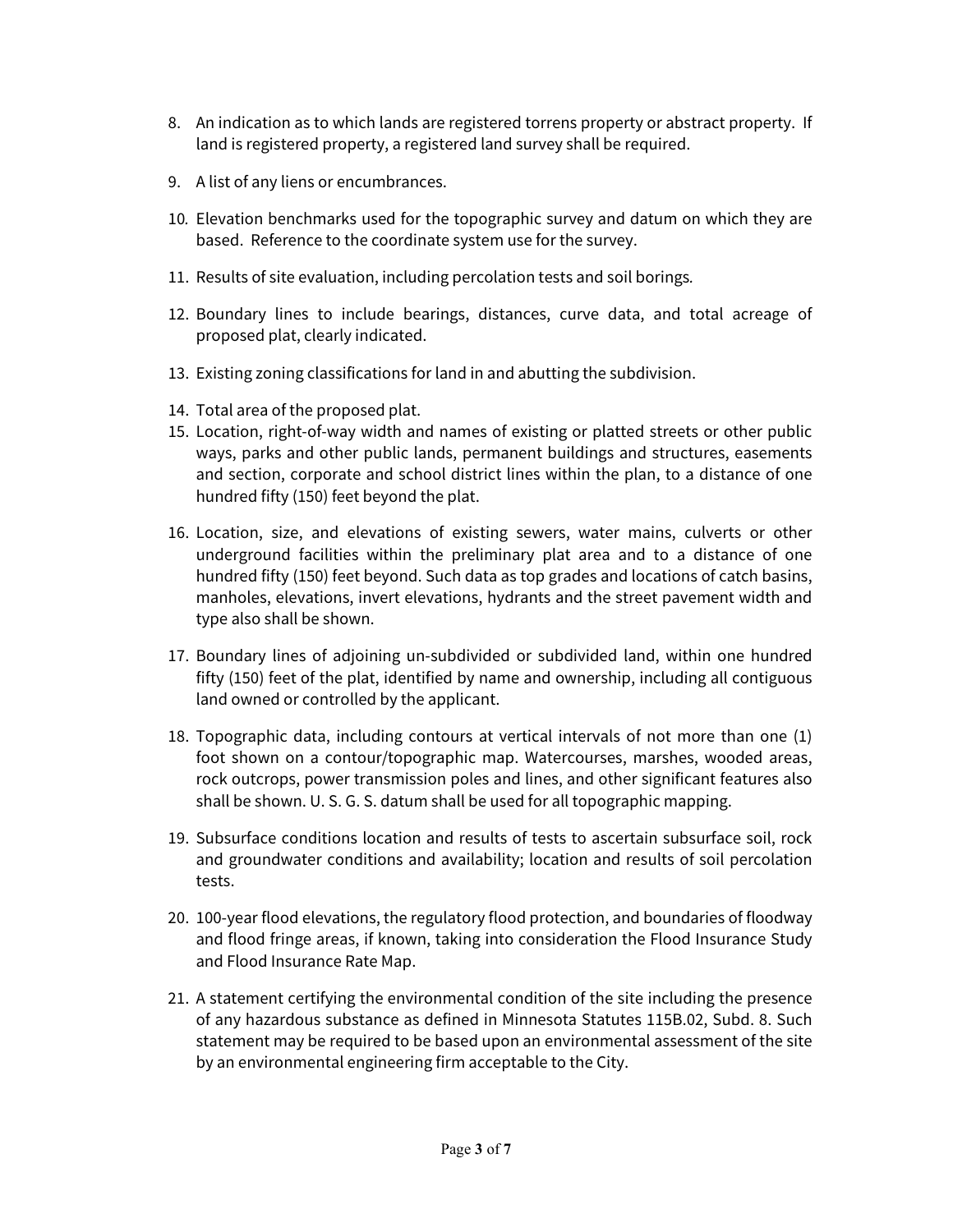8. An indication as to which lands are registered torrens property or abstract property. If land is registered property, a registered land survey shall be required.

9. A list of any liens or encumbrances.

10. Elevation benchmarks used for the topographic survey and datum on which they are based. Reference to the coordinate system use for the survey.

11. Results of site evaluation, including percolation tests and soil borings.

12. Boundary lines to include bearings, distances, curve data, and total acreage of proposed plat, clearly indicated.

13. Existing zoning classifications for land in and abutting the subdivision.

14. Total area of the proposed plat.

15. Location, right-of-way width and names of existing or platted streets or other public ways, parks and other public lands, permanent buildings and structures, easements and section, corporate and school district lines within the plan, to a distance of one hundred fifty (150) feet beyond the plat.

16. Location, size, and elevations of existing sewers, water mains, culverts or other underground facilities within the preliminary plat area and to a distance of one hundred fifty (150) feet beyond. Such data as top grades and locations of catch basins, manholes, elevations, invert elevations, hydrants and the street pavement width and type also shall be shown.

17. Boundary lines of adjoining un-subdivided or subdivided land, within one hundred fifty (150) feet of the plat, identified by name and ownership, including all contiguous land owned or controlled by the applicant.

18. Topographic data, including contours at vertical intervals of not more than one (1) foot shown on a contour/topographic map. Watercourses, marshes, wooded areas, rock outcrops, power transmission poles and lines, and other significant features also shall be shown. U. S. G. S. datum shall be used for all topographic mapping.

19. Subsurface conditions location and results of tests to ascertain subsurface soil, rock and groundwater conditions and availability; location and results of soil percolation tests.

20. 100-year flood elevations, the regulatory flood protection, and boundaries of floodway and flood fringe areas, if known, taking into consideration the Flood Insurance Study and Flood Insurance Rate Map.

21. A statement certifying the environmental condition of the site including the presence of any hazardous substance as defined in Minnesota Statutes 115B.02, Subd. 8. Such statement may be required to be based upon an environmental assessment of the site by an environmental engineering firm acceptable to the City.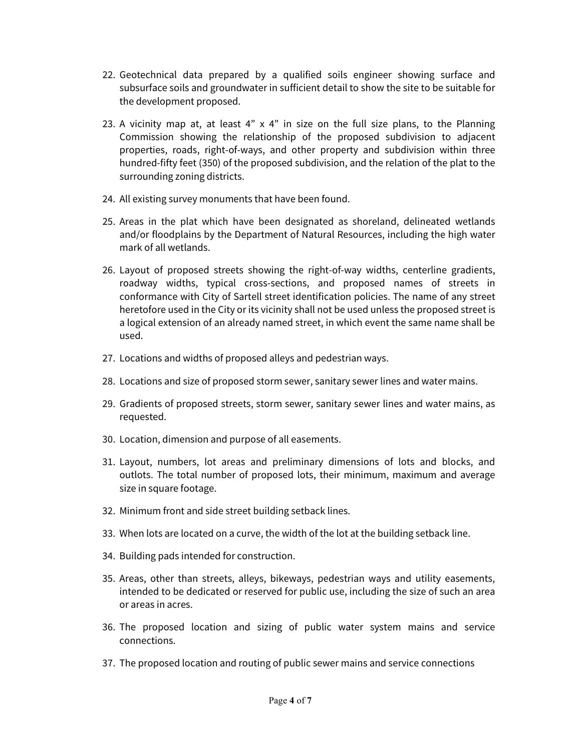22. Geotechnical data prepared by a qualified soils engineer showing surface and subsurface soils and groundwater in sufficient detail to show the site to be suitable for the development proposed.

23. A vicinity map at, at least 4" x 4" in size on the full size plans, to the Planning Commission showing the relationship of the proposed subdivision to adjacent properties, roads, right-of-ways, and other property and subdivision within three hundred-fifty feet (350) of the proposed subdivision, and the relation of the plat to the surrounding zoning districts.

24. All existing survey monuments that have been found.

25. Areas in the plat which have been designated as shoreland, delineated wetlands and/or floodplains by the Department of Natural Resources, including the high water mark of all wetlands.

26. Layout of proposed streets showing the right-of-way widths, centerline gradients, roadway widths, typical cross-sections, and proposed names of streets in conformance with City of Sartell street identification policies. The name of any street heretofore used in the City or its vicinity shall not be used unless the proposed street is a logical extension of an already named street, in which event the same name shall be used.

27. Locations and widths of proposed alleys and pedestrian ways.

28. Locations and size of proposed storm sewer, sanitary sewer lines and water mains.

29. Gradients of proposed streets, storm sewer, sanitary sewer lines and water mains, as requested.

30. Location, dimension and purpose of all easements.

31. Layout, numbers, lot areas and preliminary dimensions of lots and blocks, and outlots. The total number of proposed lots, their minimum, maximum and average size in square footage.

32. Minimum front and side street building setback lines.

33. When lots are located on a curve, the width of the lot at the building setback line.

34. Building pads intended for construction.

35. Areas, other than streets, alleys, bikeways, pedestrian ways and utility easements, intended to be dedicated or reserved for public use, including the size of such an area or areas in acres.

36. The proposed location and sizing of public water system mains and service connections.

37. The proposed location and routing of public sewer mains and service connections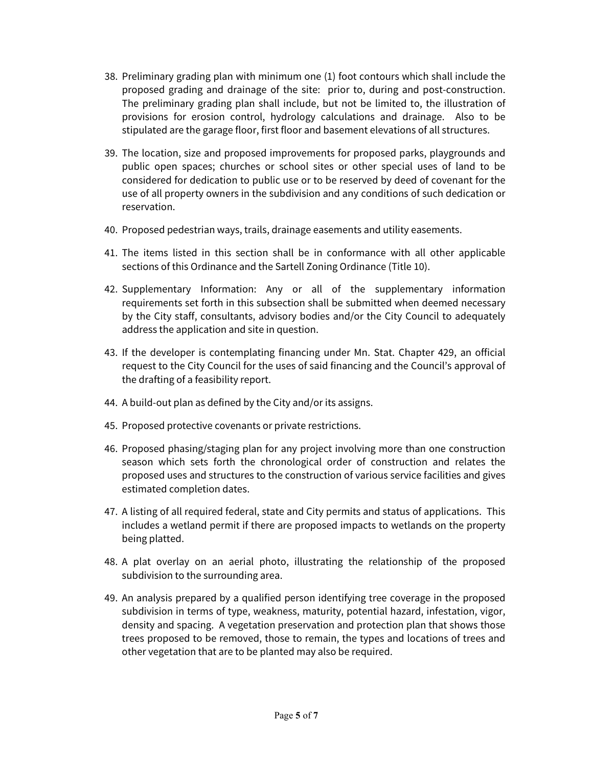38. Preliminary grading plan with minimum one (1) foot contours which shall include the proposed grading and drainage of the site: prior to, during and post-construction. The preliminary grading plan shall include, but not be limited to, the illustration of provisions for erosion control, hydrology calculations and drainage. Also to be stipulated are the garage floor, first floor and basement elevations of all structures.

39. The location, size and proposed improvements for proposed parks, playgrounds and public open spaces; churches or school sites or other special uses of land to be considered for dedication to public use or to be reserved by deed of covenant for the use of all property owners in the subdivision and any conditions of such dedication or reservation.

40. Proposed pedestrian ways, trails, drainage easements and utility easements.

41. The items listed in this section shall be in conformance with all other applicable sections of this Ordinance and the Sartell Zoning Ordinance (Title 10).

42. Supplementary Information: Any or all of the supplementary information requirements set forth in this subsection shall be submitted when deemed necessary by the City staff, consultants, advisory bodies and/or the City Council to adequately address the application and site in question.

43. If the developer is contemplating financing under Mn. Stat. Chapter 429, an official request to the City Council for the uses of said financing and the Council's approval of the drafting of a feasibility report.

44. A build-out plan as defined by the City and/or its assigns.

45. Proposed protective covenants or private restrictions.

46. Proposed phasing/staging plan for any project involving more than one construction season which sets forth the chronological order of construction and relates the proposed uses and structures to the construction of various service facilities and gives estimated completion dates.

47. A listing of all required federal, state and City permits and status of applications. This includes a wetland permit if there are proposed impacts to wetlands on the property being platted.

48. A plat overlay on an aerial photo, illustrating the relationship of the proposed subdivision to the surrounding area.

49. An analysis prepared by a qualified person identifying tree coverage in the proposed subdivision in terms of type, weakness, maturity, potential hazard, infestation, vigor, density and spacing. A vegetation preservation and protection plan that shows those trees proposed to be removed, those to remain, the types and locations of trees and other vegetation that are to be planted may also be required.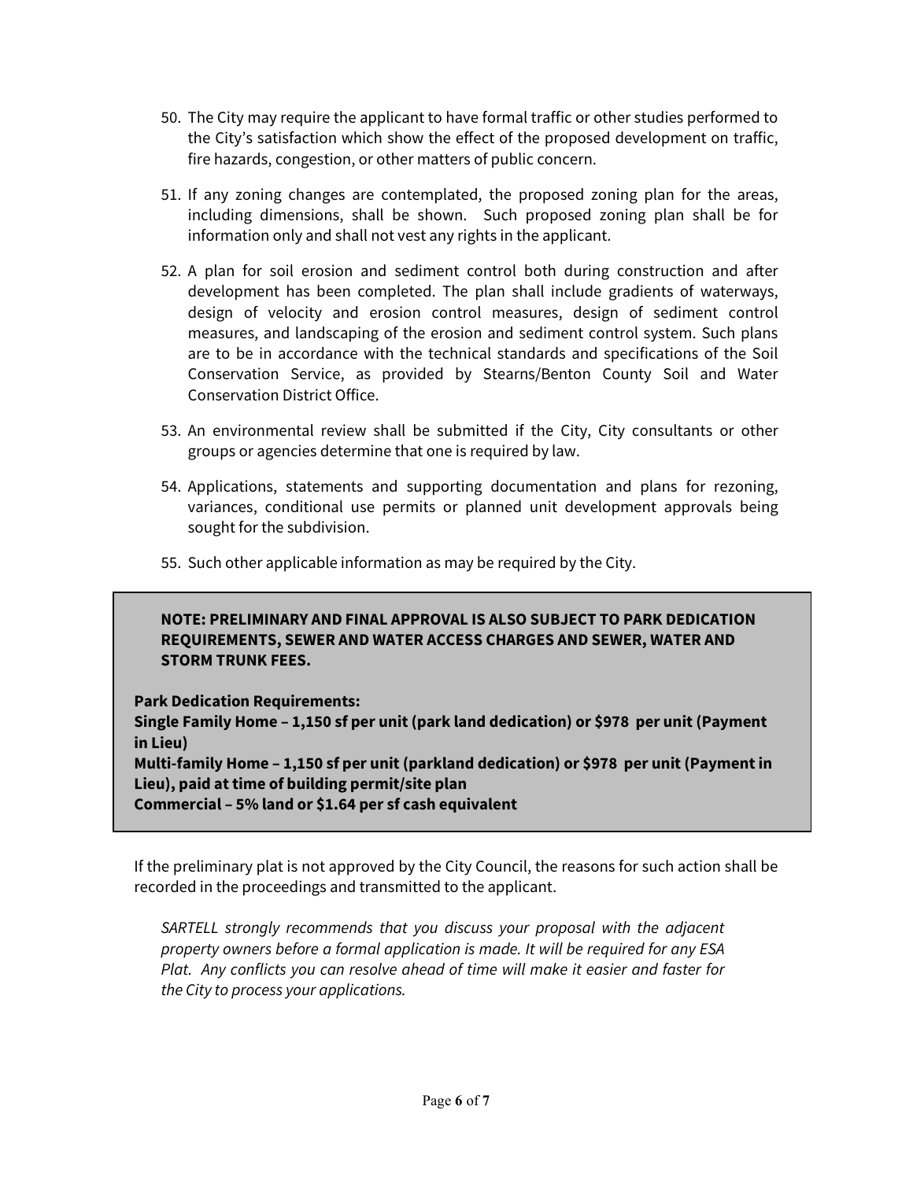50. The City may require the applicant to have formal traffic or other studies performed to the City's satisfaction which show the effect of the proposed development on traffic, fire hazards, congestion, or other matters of public concern.

51. If any zoning changes are contemplated, the proposed zoning plan for the areas, including dimensions, shall be shown. Such proposed zoning plan shall be for information only and shall not vest any rights in the applicant.

52. A plan for soil erosion and sediment control both during construction and after development has been completed. The plan shall include gradients of waterways, design of velocity and erosion control measures, design of sediment control measures, and landscaping of the erosion and sediment control system. Such plans are to be in accordance with the technical standards and specifications of the Soil Conservation Service, as provided by Stearns/Benton County Soil and Water Conservation District Office.

53. An environmental review shall be submitted if the City, City consultants or other groups or agencies determine that one is required by law.

54. Applications, statements and supporting documentation and plans for rezoning, variances, conditional use permits or planned unit development approvals being sought for the subdivision.

55. Such other applicable information as may be required by the City.

**NOTE: PRELIMINARY AND FINAL APPROVAL IS ALSO SUBJECT TO PARK DEDICATION REQUIREMENTS, SEWER AND WATER ACCESS CHARGES AND SEWER, WATER AND STORM TRUNK FEES.**

**Park Dedication Requirements:**
**Single Family Home – 1,150 sf per unit (park land dedication) or $978 per unit (Payment in Lieu)**
**Multi-family Home – 1,150 sf per unit (parkland dedication) or $978 per unit (Payment in Lieu), paid at time of building permit/site plan**
**Commercial – 5% land or $1.64 per sf cash equivalent**

If the preliminary plat is not approved by the City Council, the reasons for such action shall be recorded in the proceedings and transmitted to the applicant.

*SARTELL strongly recommends that you discuss your proposal with the adjacent property owners before a formal application is made. It will be required for any ESA Plat. Any conflicts you can resolve ahead of time will make it easier and faster for the City to process your applications.*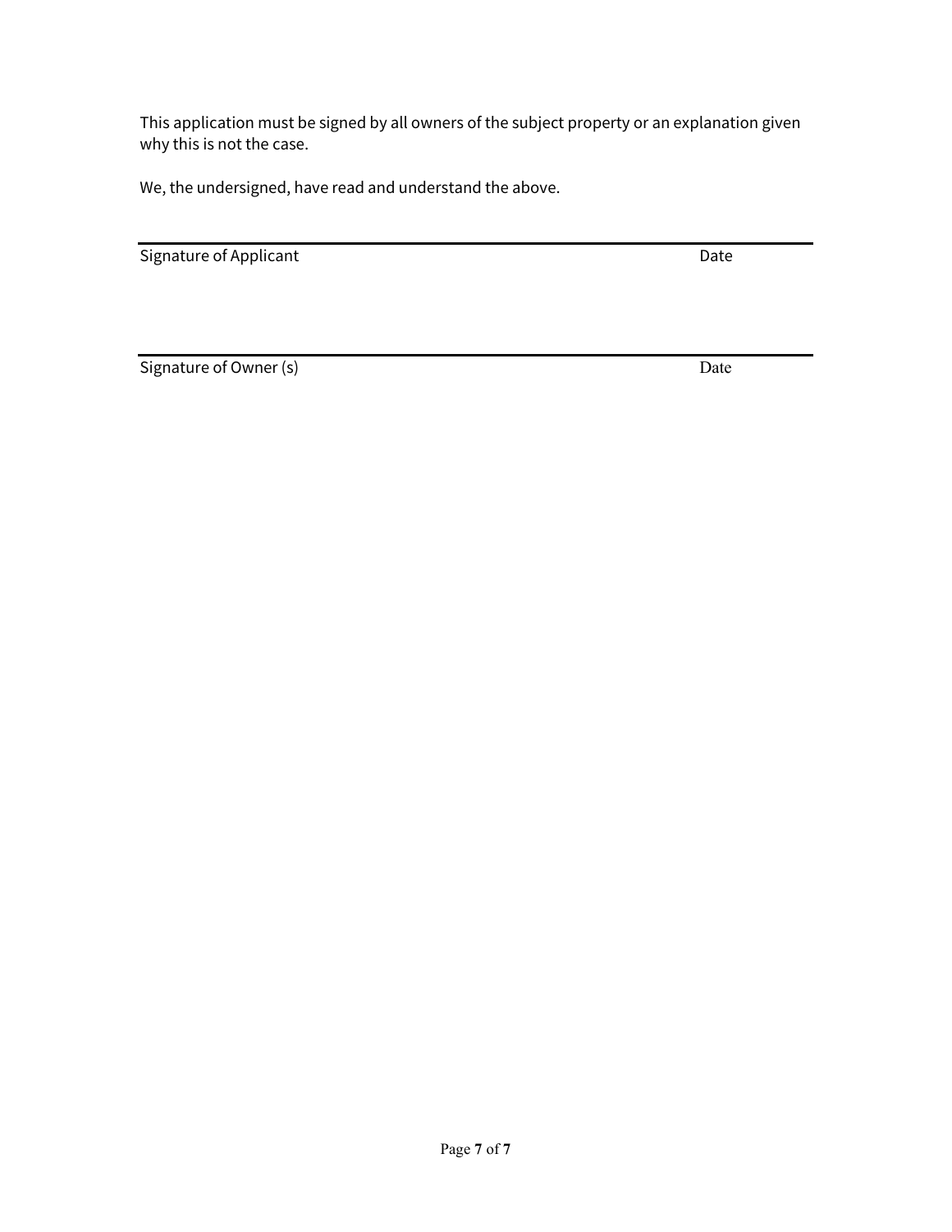This application must be signed by all owners of the subject property or an explanation given why this is not the case.

We, the undersigned, have read and understand the above.

\_\_\_\_\_\_\_\_\_\_\_\_\_\_\_\_\_\_\_\_\_\_\_\_\_\_\_\_\_\_\_\_\_\_\_\_\_\_\_\_\_\_\_\_\_\_\_\_\_\_\_\_\_\_\_\_\_\_\_\_

Signature of Applicant Date

\_\_\_\_\_\_\_\_\_\_\_\_\_\_\_\_\_\_\_\_\_\_\_\_\_\_\_\_\_\_\_\_\_\_\_\_\_\_\_\_\_\_\_\_\_\_\_\_\_\_\_\_\_\_\_\_\_\_\_\_

Signature of Owner (s) Date